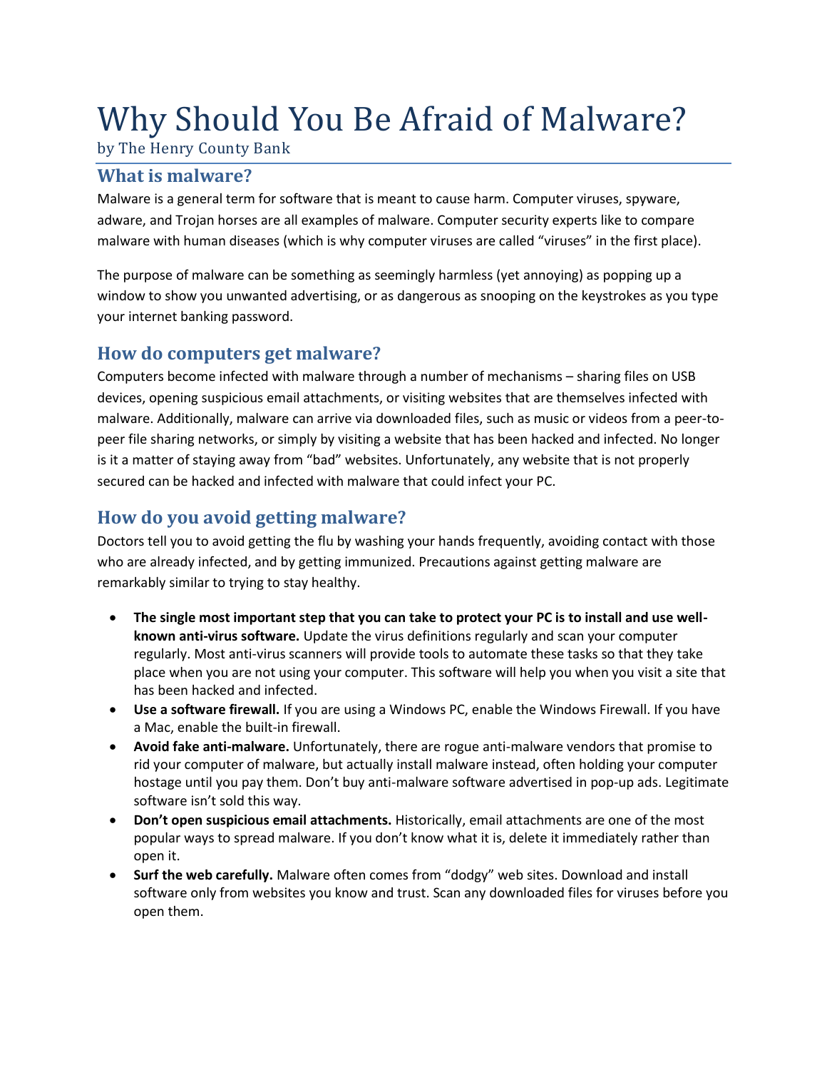# Why Should You Be Afraid of Malware?

by The Henry County Bank

## What is malware?

Malware is a general term for software that is meant to cause harm. Computer viruses, spyware, adware, and Trojan horses are all examples of malware. Computer security experts like to compare malware with human diseases (which is why computer viruses are called "viruses" in the first place).

The purpose of malware can be something as seemingly harmless (yet annoying) as popping up a window to show you unwanted advertising, or as dangerous as snooping on the keystrokes as you type your internet banking password.

## How do computers get malware?

Computers become infected with malware through a number of mechanisms – sharing files on USB devices, opening suspicious email attachments, or visiting websites that are themselves infected with malware. Additionally, malware can arrive via downloaded files, such as music or videos from a peer-to-peer file sharing networks, or simply by visiting a website that has been hacked and infected. No longer is it a matter of staying away from "bad" websites. Unfortunately, any website that is not properly secured can be hacked and infected with malware that could infect your PC.

## How do you avoid getting malware?

Doctors tell you to avoid getting the flu by washing your hands frequently, avoiding contact with those who are already infected, and by getting immunized. Precautions against getting malware are remarkably similar to trying to stay healthy.

- **The single most important step that you can take to protect your PC is to install and use well-known anti-virus software.** Update the virus definitions regularly and scan your computer regularly. Most anti-virus scanners will provide tools to automate these tasks so that they take place when you are not using your computer. This software will help you when you visit a site that has been hacked and infected.
- **Use a software firewall.** If you are using a Windows PC, enable the Windows Firewall. If you have a Mac, enable the built-in firewall.
- **Avoid fake anti-malware.** Unfortunately, there are rogue anti-malware vendors that promise to rid your computer of malware, but actually install malware instead, often holding your computer hostage until you pay them. Don't buy anti-malware software advertised in pop-up ads. Legitimate software isn't sold this way.
- **Don't open suspicious email attachments.** Historically, email attachments are one of the most popular ways to spread malware. If you don't know what it is, delete it immediately rather than open it.
- **Surf the web carefully.** Malware often comes from "dodgy" web sites. Download and install software only from websites you know and trust. Scan any downloaded files for viruses before you open them.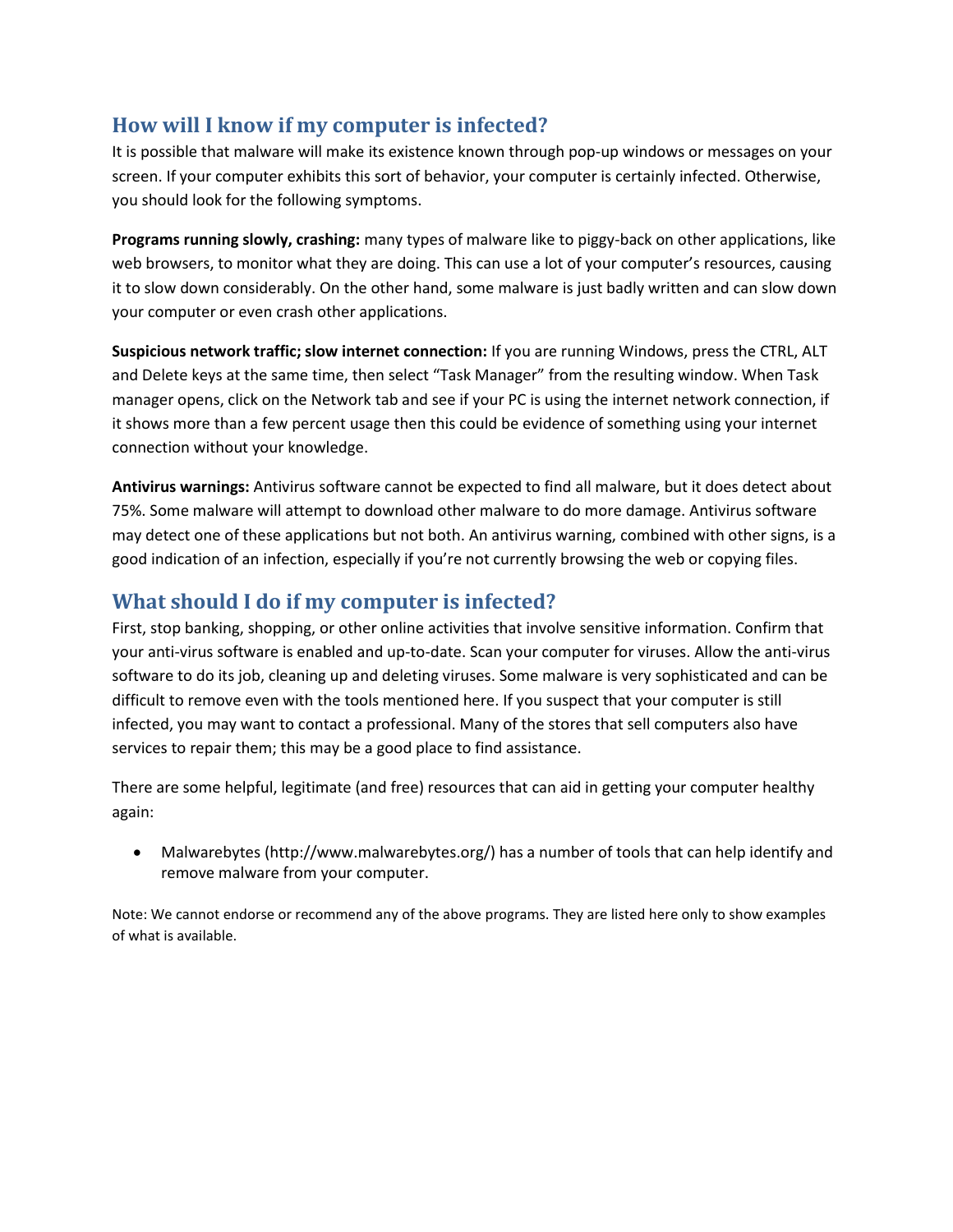## How will I know if my computer is infected?

It is possible that malware will make its existence known through pop-up windows or messages on your screen. If your computer exhibits this sort of behavior, your computer is certainly infected. Otherwise, you should look for the following symptoms.

**Programs running slowly, crashing:** many types of malware like to piggy-back on other applications, like web browsers, to monitor what they are doing. This can use a lot of your computer's resources, causing it to slow down considerably. On the other hand, some malware is just badly written and can slow down your computer or even crash other applications.

**Suspicious network traffic; slow internet connection:** If you are running Windows, press the CTRL, ALT and Delete keys at the same time, then select "Task Manager" from the resulting window. When Task manager opens, click on the Network tab and see if your PC is using the internet network connection, if it shows more than a few percent usage then this could be evidence of something using your internet connection without your knowledge.

**Antivirus warnings:** Antivirus software cannot be expected to find all malware, but it does detect about 75%. Some malware will attempt to download other malware to do more damage. Antivirus software may detect one of these applications but not both. An antivirus warning, combined with other signs, is a good indication of an infection, especially if you're not currently browsing the web or copying files.

## What should I do if my computer is infected?

First, stop banking, shopping, or other online activities that involve sensitive information. Confirm that your anti-virus software is enabled and up-to-date. Scan your computer for viruses. Allow the anti-virus software to do its job, cleaning up and deleting viruses. Some malware is very sophisticated and can be difficult to remove even with the tools mentioned here. If you suspect that your computer is still infected, you may want to contact a professional. Many of the stores that sell computers also have services to repair them; this may be a good place to find assistance.

There are some helpful, legitimate (and free) resources that can aid in getting your computer healthy again:

- Malwarebytes (http://www.malwarebytes.org/) has a number of tools that can help identify and remove malware from your computer.

Note: We cannot endorse or recommend any of the above programs. They are listed here only to show examples of what is available.